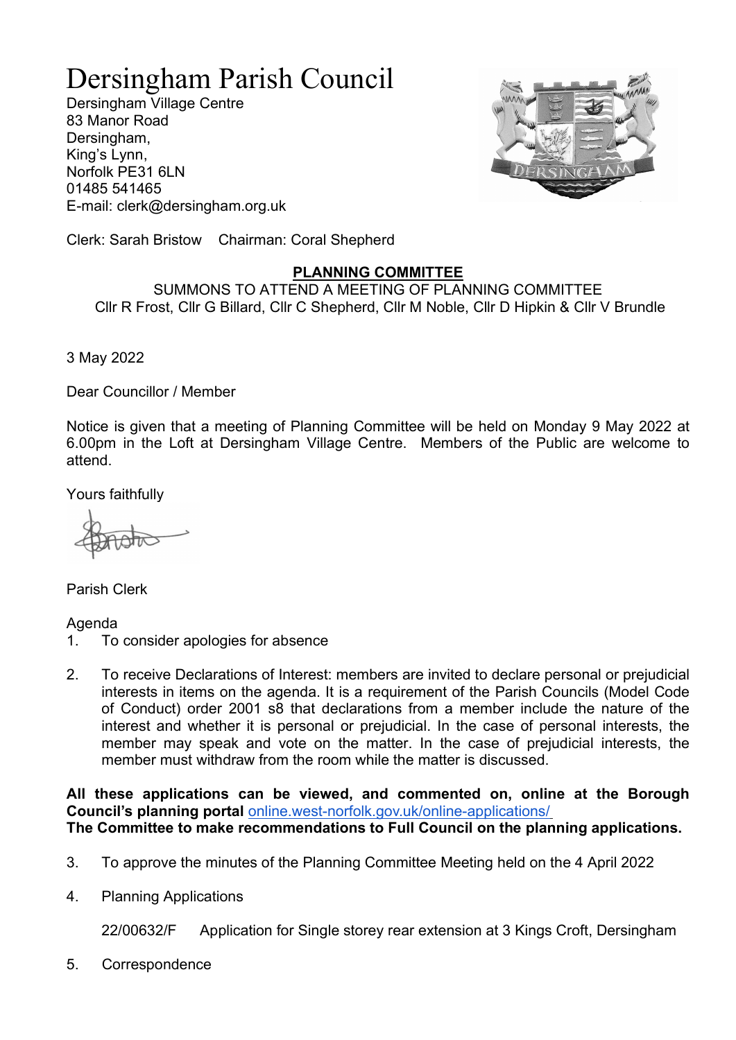# Dersingham Parish Council

Dersingham Village Centre
83 Manor Road
Dersingham,
King's Lynn,
Norfolk PE31 6LN
01485 541465
E-mail: clerk@dersingham.org.uk

Clerk: Sarah Bristow  Chairman: Coral Shepherd

## PLANNING COMMITTEE

SUMMONS TO ATTEND A MEETING OF PLANNING COMMITTEE
Cllr R Frost, Cllr G Billard, Cllr C Shepherd, Cllr M Noble, Cllr D Hipkin & Cllr V Brundle

3 May 2022

Dear Councillor / Member

Notice is given that a meeting of Planning Committee will be held on Monday 9 May 2022 at 6.00pm in the Loft at Dersingham Village Centre. Members of the Public are welcome to attend.

Yours faithfully

Parish Clerk

Agenda

1. To consider apologies for absence

2. To receive Declarations of Interest: members are invited to declare personal or prejudicial interests in items on the agenda. It is a requirement of the Parish Councils (Model Code of Conduct) order 2001 s8 that declarations from a member include the nature of the interest and whether it is personal or prejudicial. In the case of personal interests, the member may speak and vote on the matter. In the case of prejudicial interests, the member must withdraw from the room while the matter is discussed.

**All these applications can be viewed, and commented on, online at the Borough Council's planning portal** online.west-norfolk.gov.uk/online-applications/
**The Committee to make recommendations to Full Council on the planning applications.**

3. To approve the minutes of the Planning Committee Meeting held on the 4 April 2022

4. Planning Applications

   22/00632/F  Application for Single storey rear extension at 3 Kings Croft, Dersingham

5. Correspondence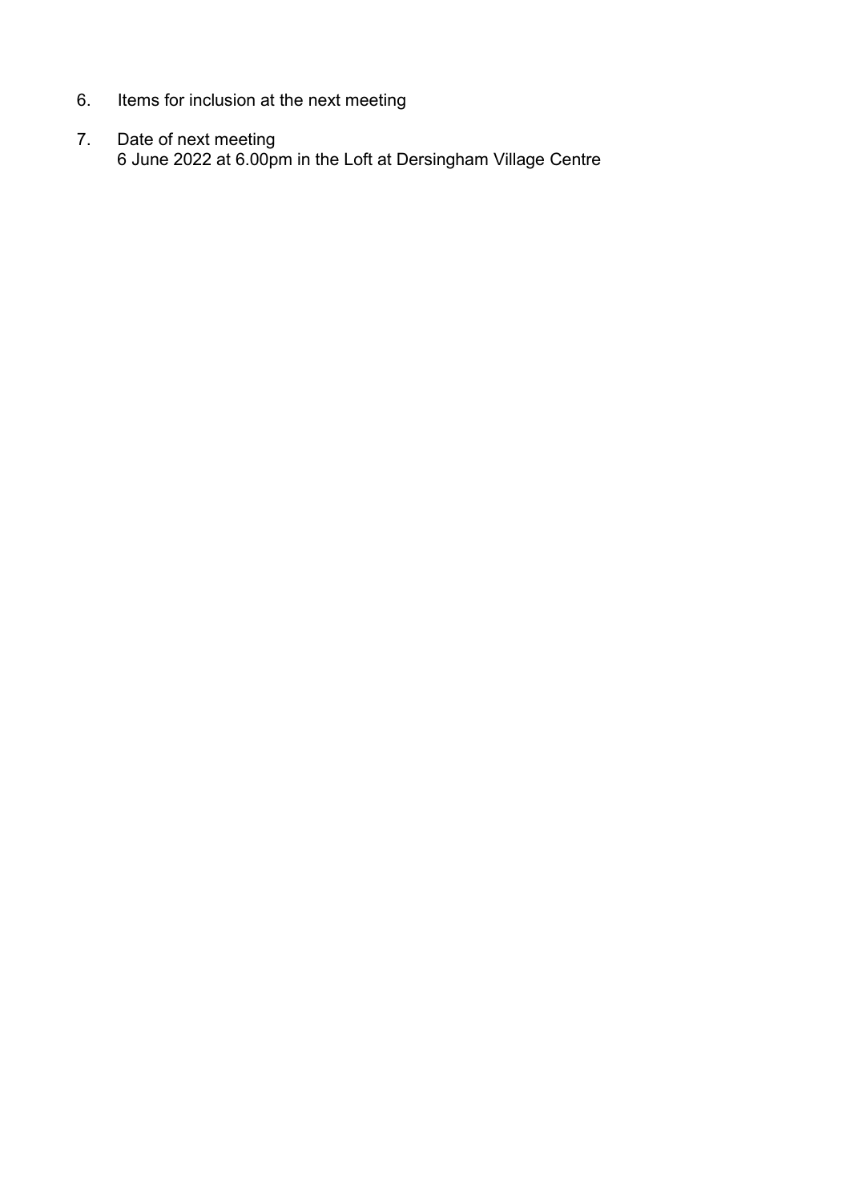6. Items for inclusion at the next meeting

7. Date of next meeting
   6 June 2022 at 6.00pm in the Loft at Dersingham Village Centre